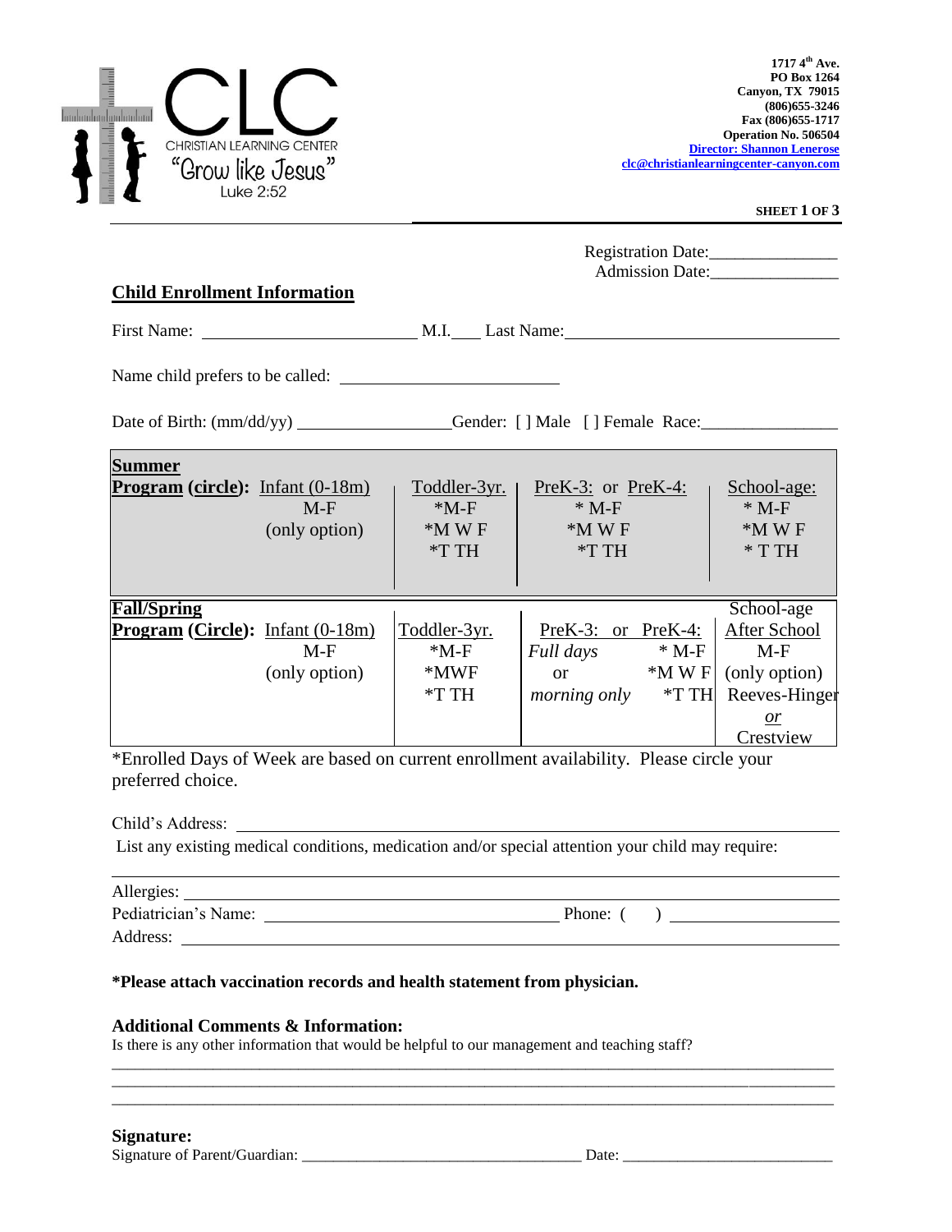**CLC**
CHRISTIAN LEARNING CENTER
"Grow like Jesus"
Luke 2:52

**1717 4th Ave.**
**PO Box 1264**
**Canyon, TX 79015**
**(806)655-3246**
**Fax (806)655-1717**
**Operation No. 506504**
**Director: Shannon Lenerose**
**clc@christianlearningcenter-canyon.com**

**SHEET 1 OF 3**

Registration Date:_______________
Admission Date:_______________

## Child Enrollment Information

First Name: ________________________ M.I.____ Last Name:_______________________________

Name child prefers to be called: ________________________

Date of Birth: (mm/dd/yy) __________________ Gender: [ ] Male [ ] Female Race:________________

| **Summer Program (circle):** Infant (0-18m) | Toddler-3yr. | PreK-3: or PreK-4: | School-age: |
|---|---|---|---|
| M-F (only option) | *M-F<br>*M W F<br>*T TH | * M-F<br>*M W F<br>*T TH | * M-F<br>*M W F<br>* T TH |

| **Fall/Spring Program (Circle):** Infant (0-18m) | Toddler-3yr. | PreK-3: or PreK-4: | School-age After School |
|---|---|---|---|
| M-F (only option) | *M-F<br>*MWF<br>*T TH | *Full days* or *morning only*<br>* M-F<br>*M W F<br>*T TH | M-F (only option)<br>Reeves-Hinger *or* Crestview |

*Enrolled Days of Week are based on current enrollment availability. Please circle your preferred choice.

Child's Address: ______________________________________________________________

List any existing medical conditions, medication and/or special attention your child may require:

______________________________________________________________________________

Allergies: ____________________________________________________________________

Pediatrician's Name: ________________________________ Phone: ( ) ________________

Address: ______________________________________________________________________

**\*Please attach vaccination records and health statement from physician.**

### Additional Comments & Information:

Is there is any other information that would be helpful to our management and teaching staff?

______________________________________________________________________________
______________________________________________________________________________
______________________________________________________________________________

### Signature:

Signature of Parent/Guardian: ___________________________________ Date: ___________________________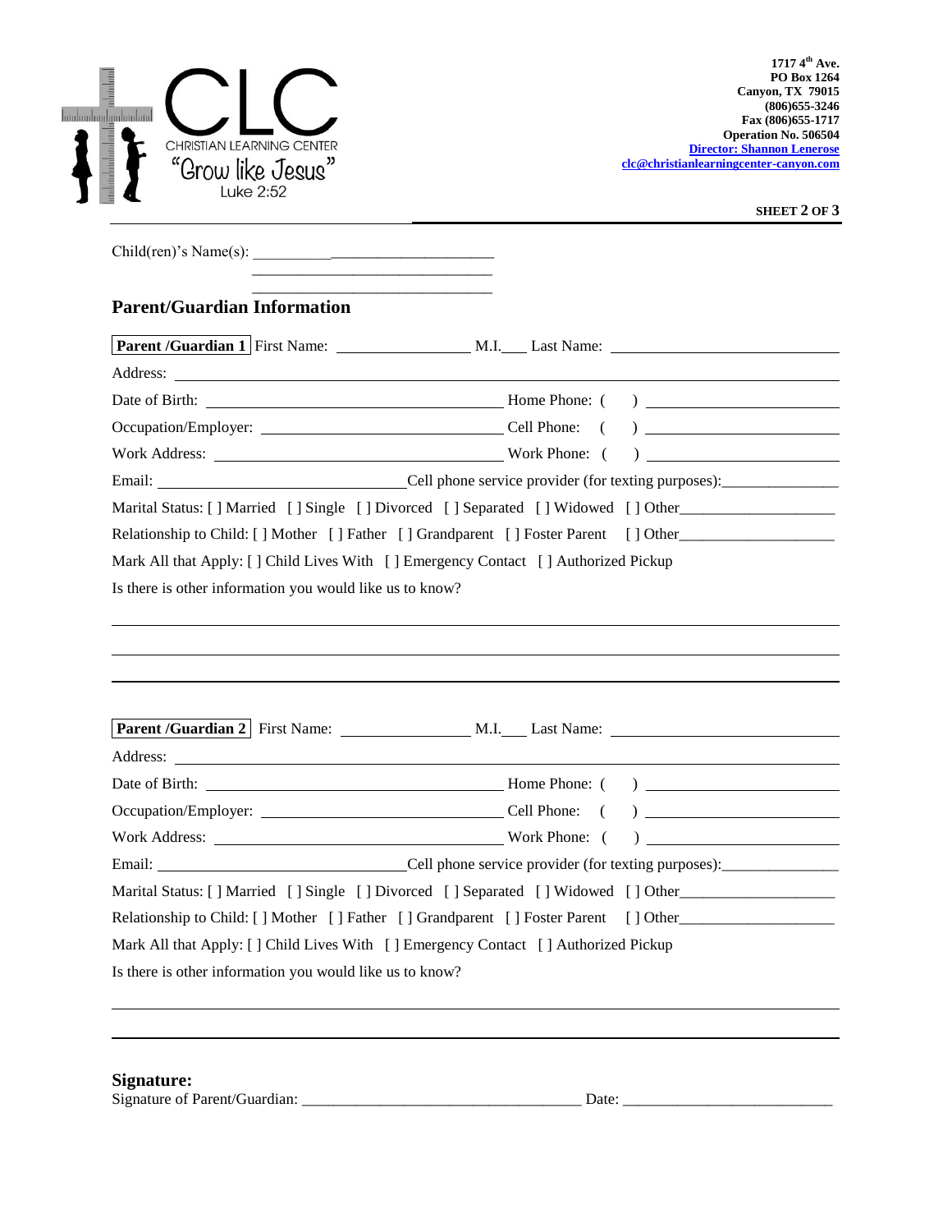**CLC**
CHRISTIAN LEARNING CENTER
"Grow like Jesus"
Luke 2:52

**1717 4th Ave.**
**PO Box 1264**
**Canyon, TX 79015**
**(806)655-3246**
**Fax (806)655-1717**
**Operation No. 506504**
**Director: Shannon Lenerose**
**clc@christianlearningcenter-canyon.com**

**SHEET 2 OF 3**

Child(ren)'s Name(s): ______________________________
______________________________
______________________________

## Parent/Guardian Information

**Parent /Guardian 1** First Name: ________________ M.I.___ Last Name: ____________________________

Address: ________________________________________________________________________

Date of Birth: ____________________________________ Home Phone: ( ) ______________________

Occupation/Employer: _____________________________ Cell Phone: ( ) ______________________

Work Address: ___________________________________ Work Phone: ( ) ______________________

Email: ______________________________ Cell phone service provider (for texting purposes):_______________

Marital Status: [ ] Married [ ] Single [ ] Divorced [ ] Separated [ ] Widowed [ ] Other___________________

Relationship to Child: [ ] Mother [ ] Father [ ] Grandparent [ ] Foster Parent [ ] Other___________________

Mark All that Apply: [ ] Child Lives With [ ] Emergency Contact [ ] Authorized Pickup

Is there is other information you would like us to know?

________________________________________________________________________

________________________________________________________________________

________________________________________________________________________

**Parent /Guardian 2** First Name: ________________ M.I.___ Last Name: ____________________________

Address: ________________________________________________________________________

Date of Birth: ____________________________________ Home Phone: ( ) ______________________

Occupation/Employer: _____________________________ Cell Phone: ( ) ______________________

Work Address: ___________________________________ Work Phone: ( ) ______________________

Email: ______________________________ Cell phone service provider (for texting purposes):_______________

Marital Status: [ ] Married [ ] Single [ ] Divorced [ ] Separated [ ] Widowed [ ] Other___________________

Relationship to Child: [ ] Mother [ ] Father [ ] Grandparent [ ] Foster Parent [ ] Other___________________

Mark All that Apply: [ ] Child Lives With [ ] Emergency Contact [ ] Authorized Pickup

Is there is other information you would like us to know?

________________________________________________________________________

________________________________________________________________________

**Signature:**

Signature of Parent/Guardian: ___________________________________ Date: ___________________________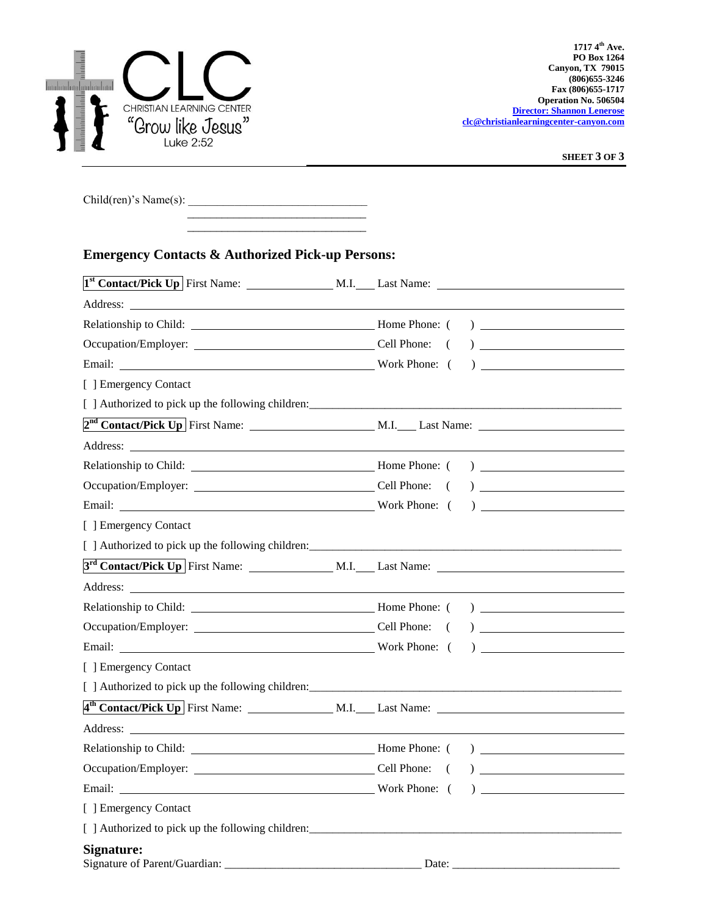CLC
CHRISTIAN LEARNING CENTER
"Grow like Jesus"
Luke 2:52

1717 4th Ave.
PO Box 1264
Canyon, TX 79015
(806)655-3246
Fax (806)655-1717
Operation No. 506504
Director: Shannon Lenerose
clc@christianlearningcenter-canyon.com

**SHEET 3 OF 3**

Child(ren)'s Name(s): ______________________________
______________________________
______________________________

## Emergency Contacts & Authorized Pick-up Persons:

**1st Contact/Pick Up** First Name: ______________ M.I.___ Last Name: ______________________________

Address: ______________________________________________________________________

Relationship to Child: ______________________________ Home Phone: ( ) ______________________

Occupation/Employer: ______________________________ Cell Phone: ( ) ______________________

Email: ______________________________________________ Work Phone: ( ) ______________________

[ ] Emergency Contact

[ ] Authorized to pick up the following children:______________________________________________

**2nd Contact/Pick Up** First Name: ____________________ M.I.___ Last Name: ______________________

Address: ______________________________________________________________________

Relationship to Child: ______________________________ Home Phone: ( ) ______________________

Occupation/Employer: ______________________________ Cell Phone: ( ) ______________________

Email: ______________________________________________ Work Phone: ( ) ______________________

[ ] Emergency Contact

[ ] Authorized to pick up the following children:______________________________________________

**3rd Contact/Pick Up** First Name: ______________ M.I.___ Last Name: ______________________________

Address: ______________________________________________________________________

Relationship to Child: ______________________________ Home Phone: ( ) ______________________

Occupation/Employer: ______________________________ Cell Phone: ( ) ______________________

Email: ______________________________________________ Work Phone: ( ) ______________________

[ ] Emergency Contact

[ ] Authorized to pick up the following children:______________________________________________

**4th Contact/Pick Up** First Name: ______________ M.I.___ Last Name: ______________________________

Address: ______________________________________________________________________

Relationship to Child: ______________________________ Home Phone: ( ) ______________________

Occupation/Employer: ______________________________ Cell Phone: ( ) ______________________

Email: ______________________________________________ Work Phone: ( ) ______________________

[ ] Emergency Contact

[ ] Authorized to pick up the following children:______________________________________________

**Signature:**

Signature of Parent/Guardian: ________________________________ Date: ____________________________